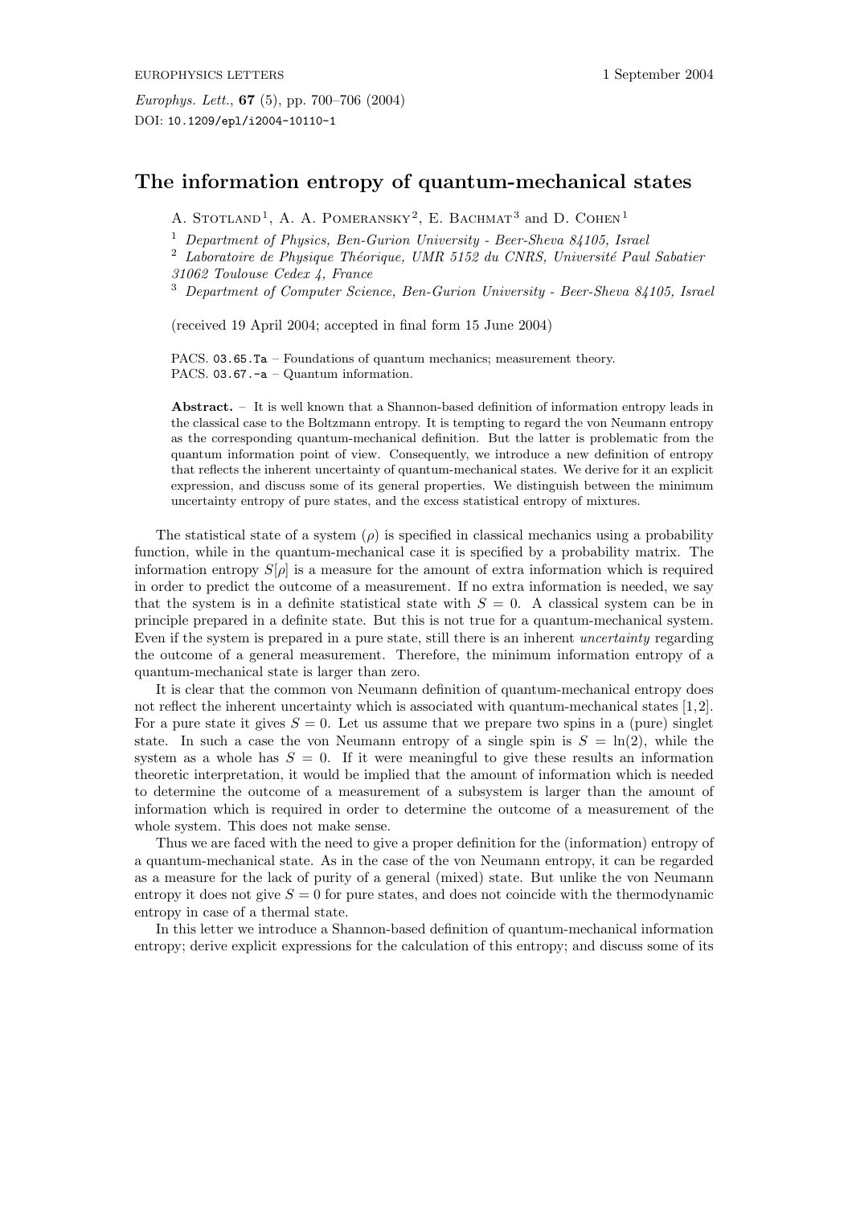# The information entropy of quantum-mechanical states

A. Stotland[1], A. A. Pomeransky[2], E. Bachmat[3] and D. Cohen[1]

[1] *Department of Physics, Ben-Gurion University - Beer-Sheva 84105, Israel*
[2] *Laboratoire de Physique Théorique, UMR 5152 du CNRS, Université Paul Sabatier 31062 Toulouse Cedex 4, France*
[3] *Department of Computer Science, Ben-Gurion University - Beer-Sheva 84105, Israel*

(received 19 April 2004; accepted in final form 15 June 2004)

PACS. 03.65.Ta – Foundations of quantum mechanics; measurement theory.
PACS. 03.67.-a – Quantum information.

**Abstract.** – It is well known that a Shannon-based definition of information entropy leads in the classical case to the Boltzmann entropy. It is tempting to regard the von Neumann entropy as the corresponding quantum-mechanical definition. But the latter is problematic from the quantum information point of view. Consequently, we introduce a new definition of entropy that reflects the inherent uncertainty of quantum-mechanical states. We derive for it an explicit expression, and discuss some of its general properties. We distinguish between the minimum uncertainty entropy of pure states, and the excess statistical entropy of mixtures.

The statistical state of a system ($\rho$) is specified in classical mechanics using a probability function, while in the quantum-mechanical case it is specified by a probability matrix. The information entropy $S[\rho]$ is a measure for the amount of extra information which is required in order to predict the outcome of a measurement. If no extra information is needed, we say that the system is in a definite statistical state with $S = 0$. A classical system can be in principle prepared in a definite state. But this is not true for a quantum-mechanical system. Even if the system is prepared in a pure state, still there is an inherent *uncertainty* regarding the outcome of a general measurement. Therefore, the minimum information entropy of a quantum-mechanical state is larger than zero.

It is clear that the common von Neumann definition of quantum-mechanical entropy does not reflect the inherent uncertainty which is associated with quantum-mechanical states [1,2]. For a pure state it gives $S = 0$. Let us assume that we prepare two spins in a (pure) singlet state. In such a case the von Neumann entropy of a single spin is $S = \ln(2)$, while the system as a whole has $S = 0$. If it were meaningful to give these results an information theoretic interpretation, it would be implied that the amount of information which is needed to determine the outcome of a measurement of a subsystem is larger than the amount of information which is required in order to determine the outcome of a measurement of the whole system. This does not make sense.

Thus we are faced with the need to give a proper definition for the (information) entropy of a quantum-mechanical state. As in the case of the von Neumann entropy, it can be regarded as a measure for the lack of purity of a general (mixed) state. But unlike the von Neumann entropy it does not give $S = 0$ for pure states, and does not coincide with the thermodynamic entropy in case of a thermal state.

In this letter we introduce a Shannon-based definition of quantum-mechanical information entropy; derive explicit expressions for the calculation of this entropy; and discuss some of its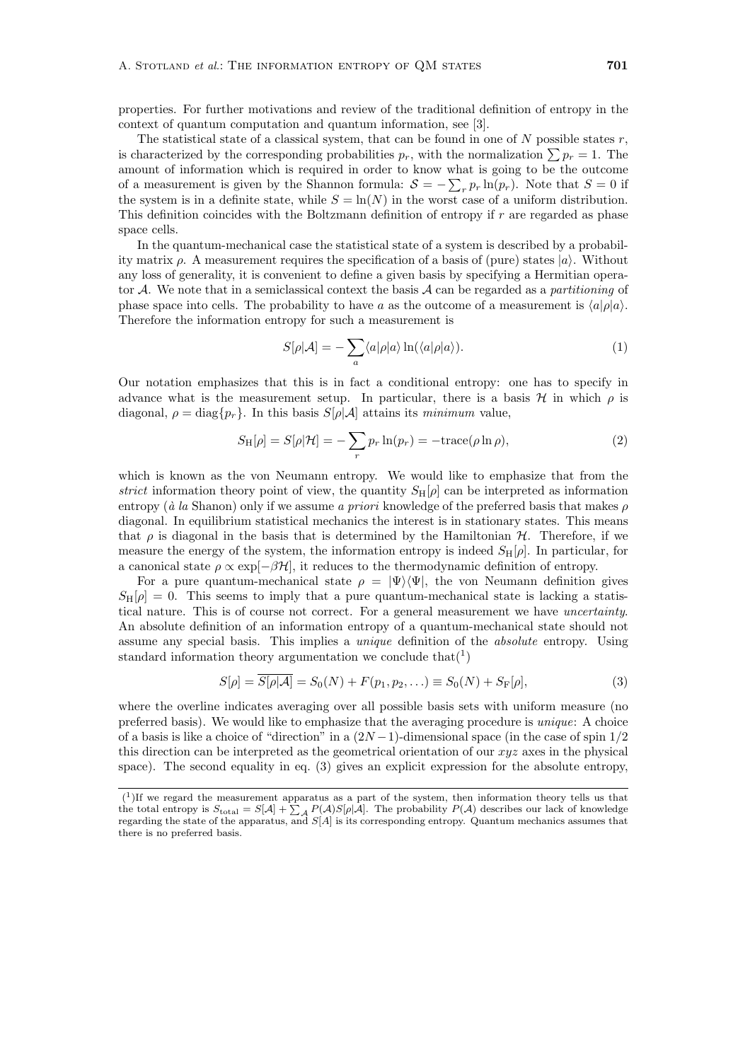properties. For further motivations and review of the traditional definition of entropy in the context of quantum computation and quantum information, see [3].

The statistical state of a classical system, that can be found in one of $N$ possible states $r$, is characterized by the corresponding probabilities $p_r$, with the normalization $\sum p_r = 1$. The amount of information which is required in order to know what is going to be the outcome of a measurement is given by the Shannon formula: $\mathcal{S} = -\sum_r p_r \ln(p_r)$. Note that $S = 0$ if the system is in a definite state, while $S = \ln(N)$ in the worst case of a uniform distribution. This definition coincides with the Boltzmann definition of entropy if $r$ are regarded as phase space cells.

In the quantum-mechanical case the statistical state of a system is described by a probability matrix $\rho$. A measurement requires the specification of a basis of (pure) states $|a\rangle$. Without any loss of generality, it is convenient to define a given basis by specifying a Hermitian operator $\mathcal{A}$. We note that in a semiclassical context the basis $\mathcal{A}$ can be regarded as a *partitioning* of phase space into cells. The probability to have $a$ as the outcome of a measurement is $\langle a|\rho|a\rangle$. Therefore the information entropy for such a measurement is

$$S[\rho|\mathcal{A}] = -\sum_a \langle a|\rho|a\rangle \ln(\langle a|\rho|a\rangle). \tag{1}$$

Our notation emphasizes that this is in fact a conditional entropy: one has to specify in advance what is the measurement setup. In particular, there is a basis $\mathcal{H}$ in which $\rho$ is diagonal, $\rho = \mathrm{diag}\{p_r\}$. In this basis $S[\rho|\mathcal{A}]$ attains its *minimum* value,

$$S_{\mathrm{H}}[\rho] = S[\rho|\mathcal{H}] = -\sum_r p_r \ln(p_r) = -\mathrm{trace}(\rho \ln \rho), \tag{2}$$

which is known as the von Neumann entropy. We would like to emphasize that from the *strict* information theory point of view, the quantity $S_{\mathrm{H}}[\rho]$ can be interpreted as information entropy (*à la* Shanon) only if we assume *a priori* knowledge of the preferred basis that makes $\rho$ diagonal. In equilibrium statistical mechanics the interest is in stationary states. This means that $\rho$ is diagonal in the basis that is determined by the Hamiltonian $\mathcal{H}$. Therefore, if we measure the energy of the system, the information entropy is indeed $S_{\mathrm{H}}[\rho]$. In particular, for a canonical state $\rho \propto \exp[-\beta\mathcal{H}]$, it reduces to the thermodynamic definition of entropy.

For a pure quantum-mechanical state $\rho = |\Psi\rangle\langle\Psi|$, the von Neumann definition gives $S_{\mathrm{H}}[\rho] = 0$. This seems to imply that a pure quantum-mechanical state is lacking a statistical nature. This is of course not correct. For a general measurement we have *uncertainty*. An absolute definition of an information entropy of a quantum-mechanical state should not assume any special basis. This implies a *unique* definition of the *absolute* entropy. Using standard information theory argumentation we conclude that([1])

$$S[\rho] = \overline{S[\rho|\mathcal{A}]} = S_0(N) + F(p_1, p_2, \ldots) \equiv S_0(N) + S_{\mathrm{F}}[\rho], \tag{3}$$

where the overline indicates averaging over all possible basis sets with uniform measure (no preferred basis). We would like to emphasize that the averaging procedure is *unique*: A choice of a basis is like a choice of "direction" in a $(2N-1)$-dimensional space (in the case of spin $1/2$ this direction can be interpreted as the geometrical orientation of our $xyz$ axes in the physical space). The second equality in eq. (3) gives an explicit expression for the absolute entropy,

([1])If we regard the measurement apparatus as a part of the system, then information theory tells us that the total entropy is $S_{\mathrm{total}} = S[\mathcal{A}] + \sum_{\mathcal{A}} P(\mathcal{A}) S[\rho|\mathcal{A}]$. The probability $P(\mathcal{A})$ describes our lack of knowledge regarding the state of the apparatus, and $S[A]$ is its corresponding entropy. Quantum mechanics assumes that there is no preferred basis.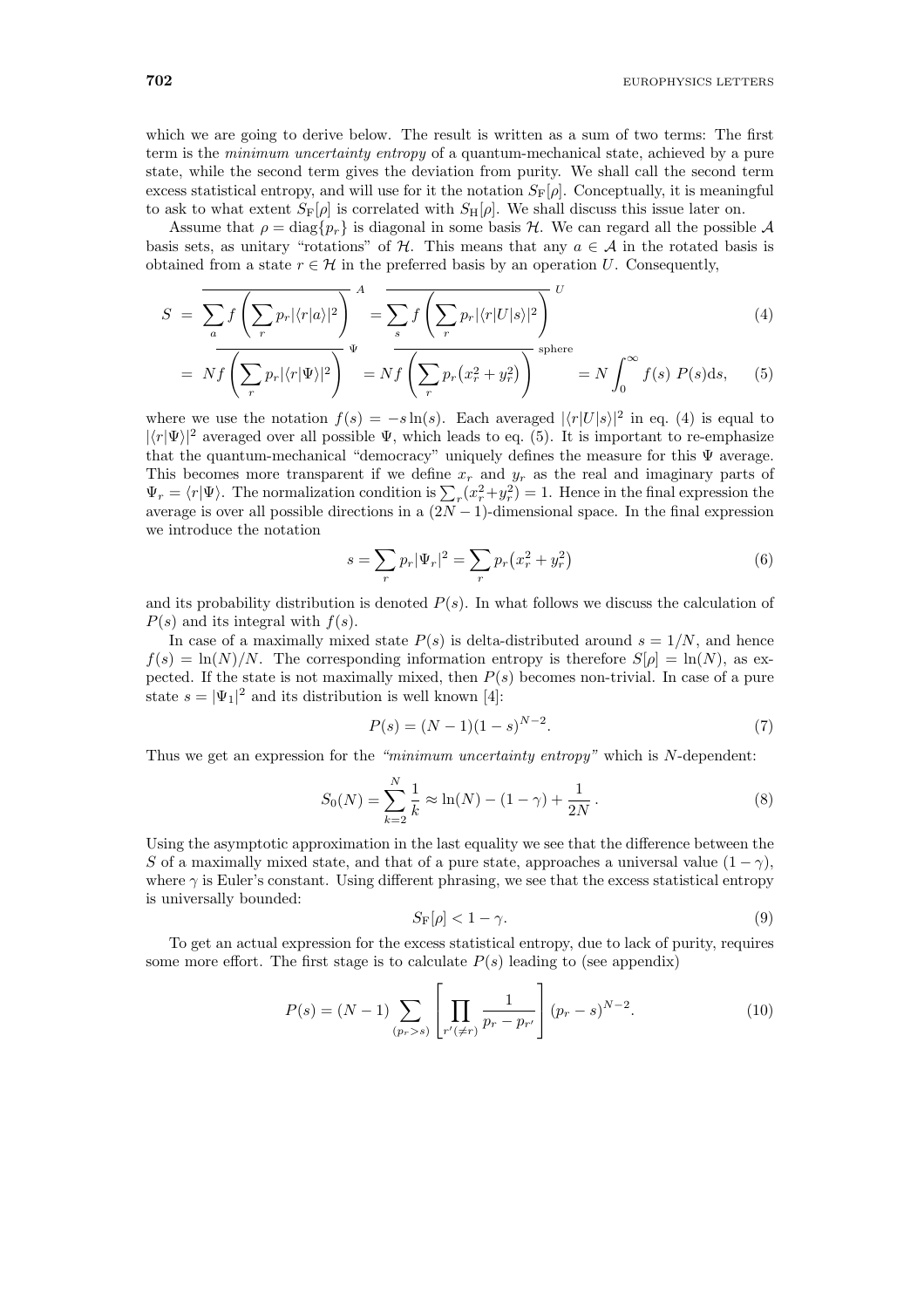which we are going to derive below. The result is written as a sum of two terms: The first term is the *minimum uncertainty entropy* of a quantum-mechanical state, achieved by a pure state, while the second term gives the deviation from purity. We shall call the second term excess statistical entropy, and will use for it the notation $S_{\mathrm{F}}[\rho]$. Conceptually, it is meaningful to ask to what extent $S_{\mathrm{F}}[\rho]$ is correlated with $S_{\mathrm{H}}[\rho]$. We shall discuss this issue later on.

Assume that $\rho = \mathrm{diag}\{p_r\}$ is diagonal in some basis $\mathcal{H}$. We can regard all the possible $\mathcal{A}$ basis sets, as unitary "rotations" of $\mathcal{H}$. This means that any $a \in \mathcal{A}$ in the rotated basis is obtained from a state $r \in \mathcal{H}$ in the preferred basis by an operation $U$. Consequently,

$$S = \overline{\sum_a f\left(\sum_r p_r |\langle r|a\rangle|^2\right)}^{\,A} = \overline{\sum_s f\left(\sum_r p_r |\langle r|U|s\rangle|^2\right)}^{\,U} \tag{4}$$

$$= N\overline{f\left(\sum_r p_r |\langle r|\Psi\rangle|^2\right)}^{\,\Psi} = N\overline{f\left(\sum_r p_r \big(x_r^2 + y_r^2\big)\right)}^{\,\mathrm{sphere}} = N\int_0^\infty f(s)\; P(s)\mathrm{d}s, \tag{5}$$

where we use the notation $f(s) = -s\ln(s)$. Each averaged $|\langle r|U|s\rangle|^2$ in eq. (4) is equal to $|\langle r|\Psi\rangle|^2$ averaged over all possible $\Psi$, which leads to eq. (5). It is important to re-emphasize that the quantum-mechanical "democracy" uniquely defines the measure for this $\Psi$ average. This becomes more transparent if we define $x_r$ and $y_r$ as the real and imaginary parts of $\Psi_r = \langle r|\Psi\rangle$. The normalization condition is $\sum_r (x_r^2 + y_r^2) = 1$. Hence in the final expression the average is over all possible directions in a $(2N-1)$-dimensional space. In the final expression we introduce the notation

$$s = \sum_r p_r |\Psi_r|^2 = \sum_r p_r \big(x_r^2 + y_r^2\big) \tag{6}$$

and its probability distribution is denoted $P(s)$. In what follows we discuss the calculation of $P(s)$ and its integral with $f(s)$.

In case of a maximally mixed state $P(s)$ is delta-distributed around $s = 1/N$, and hence $f(s) = \ln(N)/N$. The corresponding information entropy is therefore $S[\rho] = \ln(N)$, as expected. If the state is not maximally mixed, then $P(s)$ becomes non-trivial. In case of a pure state $s = |\Psi_1|^2$ and its distribution is well known [4]:

$$P(s) = (N-1)(1-s)^{N-2}. \tag{7}$$

Thus we get an expression for the *"minimum uncertainty entropy"* which is $N$-dependent:

$$S_0(N) = \sum_{k=2}^{N} \frac{1}{k} \approx \ln(N) - (1-\gamma) + \frac{1}{2N}\,. \tag{8}$$

Using the asymptotic approximation in the last equality we see that the difference between the $S$ of a maximally mixed state, and that of a pure state, approaches a universal value $(1-\gamma)$, where $\gamma$ is Euler's constant. Using different phrasing, we see that the excess statistical entropy is universally bounded:

$$S_{\mathrm{F}}[\rho] < 1 - \gamma. \tag{9}$$

To get an actual expression for the excess statistical entropy, due to lack of purity, requires some more effort. The first stage is to calculate $P(s)$ leading to (see appendix)

$$P(s) = (N-1)\sum_{(p_r > s)} \left[\prod_{r'(\neq r)} \frac{1}{p_r - p_{r'}}\right] (p_r - s)^{N-2}. \tag{10}$$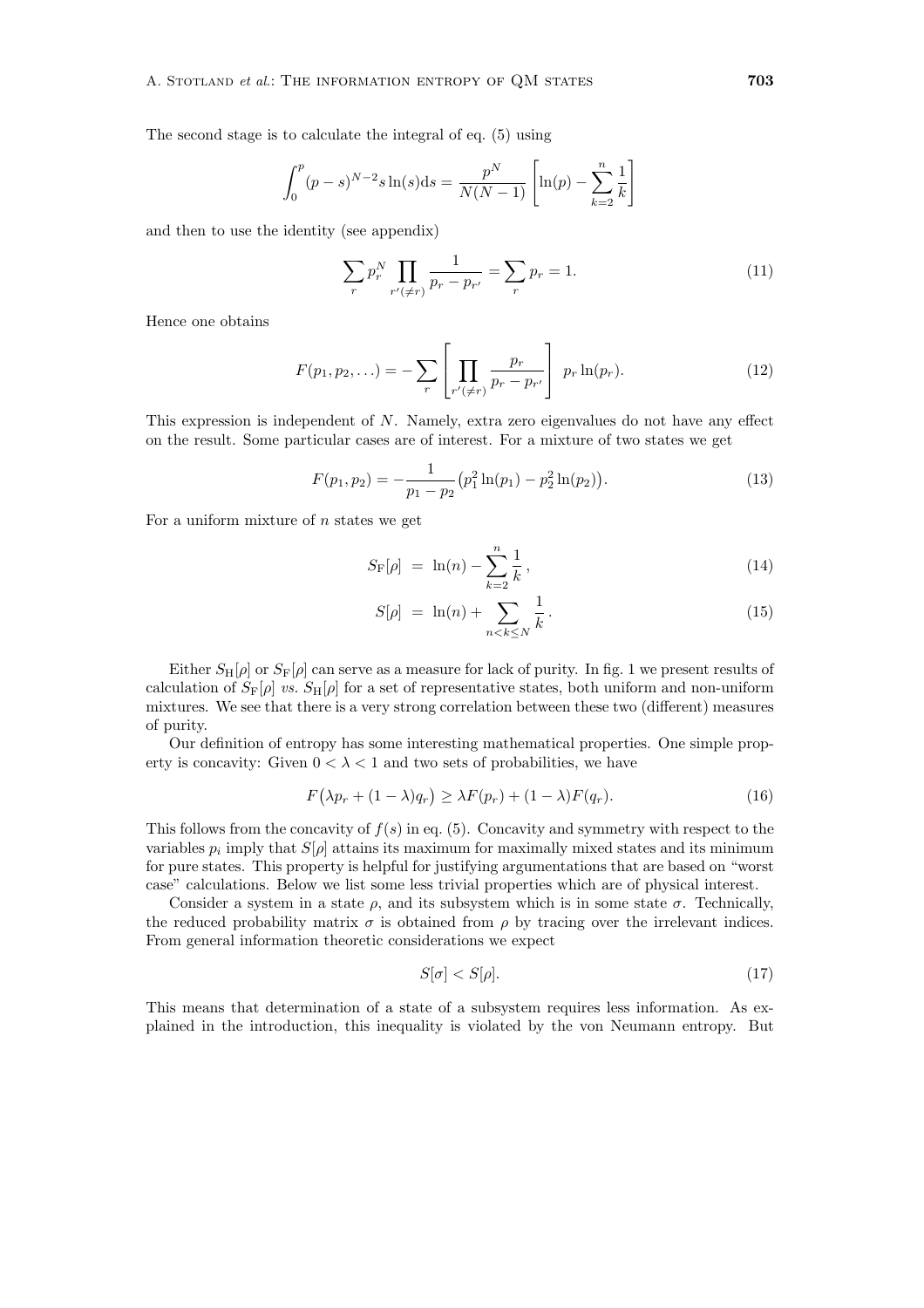The second stage is to calculate the integral of eq. (5) using

$$\int_0^p (p-s)^{N-2} s \ln(s) \mathrm{d}s = \frac{p^N}{N(N-1)} \left[ \ln(p) - \sum_{k=2}^{n} \frac{1}{k} \right]$$

and then to use the identity (see appendix)

$$\sum_r p_r^N \prod_{r'(\neq r)} \frac{1}{p_r - p_{r'}} = \sum_r p_r = 1. \tag{11}$$

Hence one obtains

$$F(p_1, p_2, \ldots) = -\sum_r \left[ \prod_{r'(\neq r)} \frac{p_r}{p_r - p_{r'}} \right] \; p_r \ln(p_r). \tag{12}$$

This expression is independent of $N$. Namely, extra zero eigenvalues do not have any effect on the result. Some particular cases are of interest. For a mixture of two states we get

$$F(p_1, p_2) = -\frac{1}{p_1 - p_2} \big( p_1^2 \ln(p_1) - p_2^2 \ln(p_2) \big). \tag{13}$$

For a uniform mixture of $n$ states we get

$$S_{\mathrm{F}}[\rho] \;=\; \ln(n) - \sum_{k=2}^{n} \frac{1}{k}\,, \tag{14}$$

$$S[\rho] \;=\; \ln(n) + \sum_{n<k\leq N} \frac{1}{k}\,. \tag{15}$$

Either $S_{\mathrm{H}}[\rho]$ or $S_{\mathrm{F}}[\rho]$ can serve as a measure for lack of purity. In fig. 1 we present results of calculation of $S_{\mathrm{F}}[\rho]$ *vs.* $S_{\mathrm{H}}[\rho]$ for a set of representative states, both uniform and non-uniform mixtures. We see that there is a very strong correlation between these two (different) measures of purity.

Our definition of entropy has some interesting mathematical properties. One simple property is concavity: Given $0 < \lambda < 1$ and two sets of probabilities, we have

$$F\big(\lambda p_r + (1-\lambda) q_r\big) \geq \lambda F(p_r) + (1-\lambda) F(q_r). \tag{16}$$

This follows from the concavity of $f(s)$ in eq. (5). Concavity and symmetry with respect to the variables $p_i$ imply that $S[\rho]$ attains its maximum for maximally mixed states and its minimum for pure states. This property is helpful for justifying argumentations that are based on "worst case" calculations. Below we list some less trivial properties which are of physical interest.

Consider a system in a state $\rho$, and its subsystem which is in some state $\sigma$. Technically, the reduced probability matrix $\sigma$ is obtained from $\rho$ by tracing over the irrelevant indices. From general information theoretic considerations we expect

$$S[\sigma] < S[\rho]. \tag{17}$$

This means that determination of a state of a subsystem requires less information. As explained in the introduction, this inequality is violated by the von Neumann entropy. But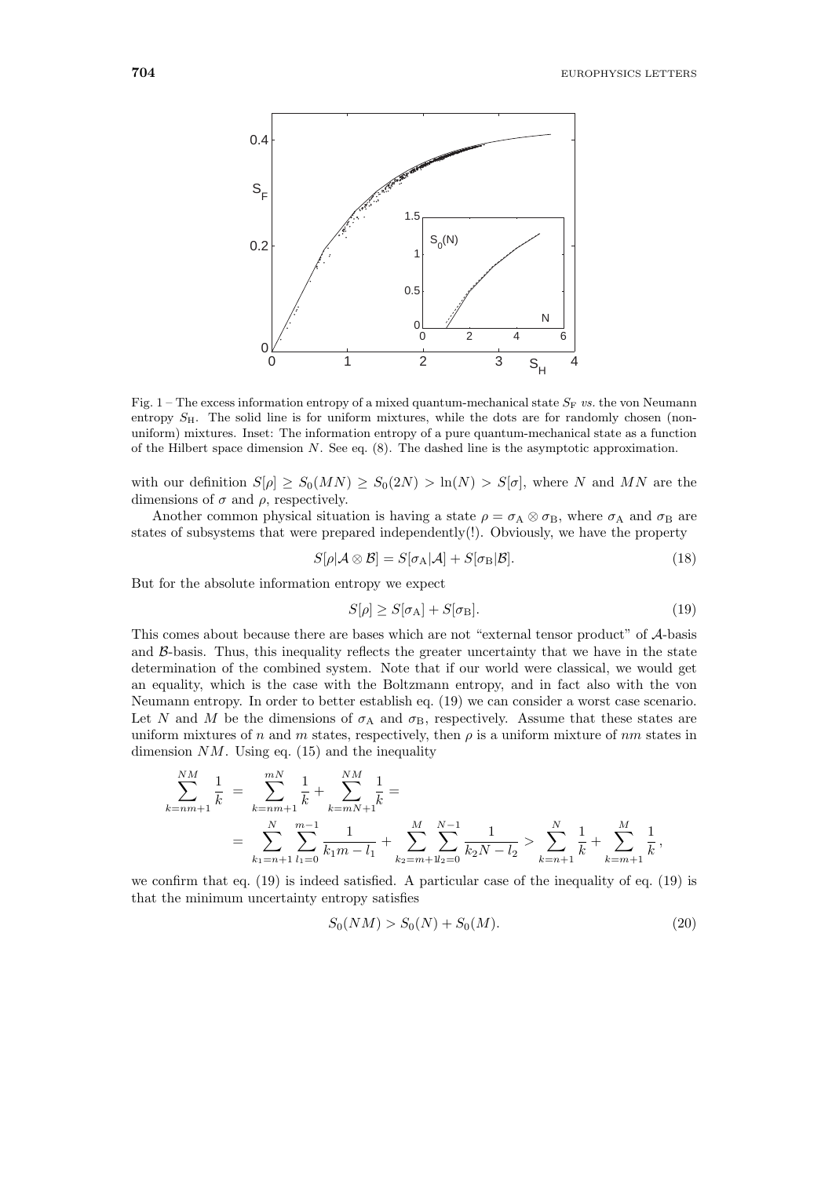Fig. 1 – The excess information entropy of a mixed quantum-mechanical state $S_{\mathrm{F}}$ *vs.* the von Neumann entropy $S_{\mathrm{H}}$. The solid line is for uniform mixtures, while the dots are for randomly chosen (non-uniform) mixtures. Inset: The information entropy of a pure quantum-mechanical state as a function of the Hilbert space dimension $N$. See eq. (8). The dashed line is the asymptotic approximation.

with our definition $S[\rho] \geq S_0(MN) \geq S_0(2N) > \ln(N) > S[\sigma]$, where $N$ and $MN$ are the dimensions of $\sigma$ and $\rho$, respectively.

Another common physical situation is having a state $\rho = \sigma_{\mathrm{A}} \otimes \sigma_{\mathrm{B}}$, where $\sigma_{\mathrm{A}}$ and $\sigma_{\mathrm{B}}$ are states of subsystems that were prepared independently(!). Obviously, we have the property

$$S[\rho|\mathcal{A} \otimes \mathcal{B}] = S[\sigma_{\mathrm{A}}|\mathcal{A}] + S[\sigma_{\mathrm{B}}|\mathcal{B}]. \tag{18}$$

But for the absolute information entropy we expect

$$S[\rho] \geq S[\sigma_{\mathrm{A}}] + S[\sigma_{\mathrm{B}}]. \tag{19}$$

This comes about because there are bases which are not "external tensor product" of $\mathcal{A}$-basis and $\mathcal{B}$-basis. Thus, this inequality reflects the greater uncertainty that we have in the state determination of the combined system. Note that if our world were classical, we would get an equality, which is the case with the Boltzmann entropy, and in fact also with the von Neumann entropy. In order to better establish eq. (19) we can consider a worst case scenario. Let $N$ and $M$ be the dimensions of $\sigma_{\mathrm{A}}$ and $\sigma_{\mathrm{B}}$, respectively. Assume that these states are uniform mixtures of $n$ and $m$ states, respectively, then $\rho$ is a uniform mixture of $nm$ states in dimension $NM$. Using eq. (15) and the inequality

$$\begin{aligned}\sum_{k=nm+1}^{NM} \frac{1}{k} &= \sum_{k=nm+1}^{mN} \frac{1}{k} + \sum_{k=mN+1}^{NM} \frac{1}{k} = \\ &= \sum_{k_1=n+1}^{N} \sum_{l_1=0}^{m-1} \frac{1}{k_1 m - l_1} + \sum_{k_2=m+1}^{M} \sum_{l_2=0}^{N-1} \frac{1}{k_2 N - l_2} > \sum_{k=n+1}^{N} \frac{1}{k} + \sum_{k=m+1}^{M} \frac{1}{k}\,,\end{aligned}$$

we confirm that eq. (19) is indeed satisfied. A particular case of the inequality of eq. (19) is that the minimum uncertainty entropy satisfies

$$S_0(NM) > S_0(N) + S_0(M). \tag{20}$$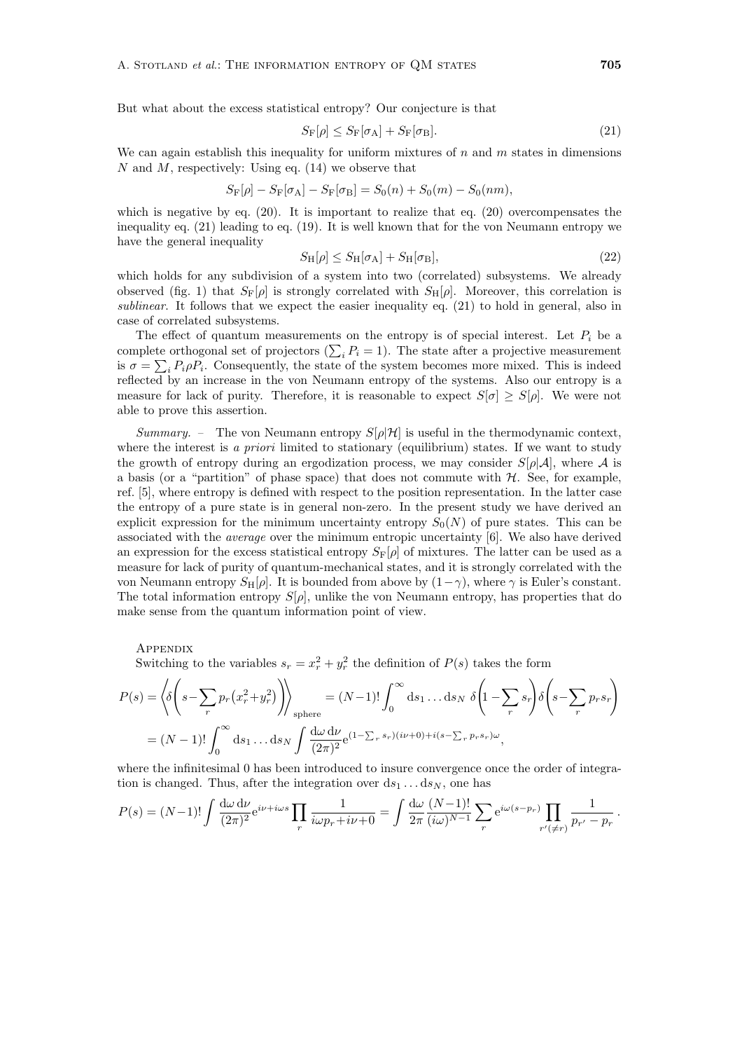But what about the excess statistical entropy? Our conjecture is that

$$S_{\mathrm{F}}[\rho] \leq S_{\mathrm{F}}[\sigma_{\mathrm{A}}] + S_{\mathrm{F}}[\sigma_{\mathrm{B}}]. \tag{21}$$

We can again establish this inequality for uniform mixtures of $n$ and $m$ states in dimensions $N$ and $M$, respectively: Using eq. (14) we observe that

$$S_{\mathrm{F}}[\rho] - S_{\mathrm{F}}[\sigma_{\mathrm{A}}] - S_{\mathrm{F}}[\sigma_{\mathrm{B}}] = S_0(n) + S_0(m) - S_0(nm),$$

which is negative by eq. (20). It is important to realize that eq. (20) overcompensates the inequality eq. (21) leading to eq. (19). It is well known that for the von Neumann entropy we have the general inequality

$$S_{\mathrm{H}}[\rho] \leq S_{\mathrm{H}}[\sigma_{\mathrm{A}}] + S_{\mathrm{H}}[\sigma_{\mathrm{B}}], \tag{22}$$

which holds for any subdivision of a system into two (correlated) subsystems. We already observed (fig. 1) that $S_{\mathrm{F}}[\rho]$ is strongly correlated with $S_{\mathrm{H}}[\rho]$. Moreover, this correlation is *sublinear*. It follows that we expect the easier inequality eq. (21) to hold in general, also in case of correlated subsystems.

The effect of quantum measurements on the entropy is of special interest. Let $P_i$ be a complete orthogonal set of projectors ($\sum_i P_i = 1$). The state after a projective measurement is $\sigma = \sum_i P_i \rho P_i$. Consequently, the state of the system becomes more mixed. This is indeed reflected by an increase in the von Neumann entropy of the systems. Also our entropy is a measure for lack of purity. Therefore, it is reasonable to expect $S[\sigma] \geq S[\rho]$. We were not able to prove this assertion.

*Summary.* – The von Neumann entropy $S[\rho|\mathcal{H}]$ is useful in the thermodynamic context, where the interest is *a priori* limited to stationary (equilibrium) states. If we want to study the growth of entropy during an ergodization process, we may consider $S[\rho|\mathcal{A}]$, where $\mathcal{A}$ is a basis (or a "partition" of phase space) that does not commute with $\mathcal{H}$. See, for example, ref. [5], where entropy is defined with respect to the position representation. In the latter case the entropy of a pure state is in general non-zero. In the present study we have derived an explicit expression for the minimum uncertainty entropy $S_0(N)$ of pure states. This can be associated with the *average* over the minimum entropic uncertainty [6]. We also have derived an expression for the excess statistical entropy $S_{\mathrm{F}}[\rho]$ of mixtures. The latter can be used as a measure for lack of purity of quantum-mechanical states, and it is strongly correlated with the von Neumann entropy $S_{\mathrm{H}}[\rho]$. It is bounded from above by $(1-\gamma)$, where $\gamma$ is Euler's constant. The total information entropy $S[\rho]$, unlike the von Neumann entropy, has properties that do make sense from the quantum information point of view.

## Appendix

Switching to the variables $s_r = x_r^2 + y_r^2$ the definition of $P(s)$ takes the form

$$P(s) = \left\langle \delta\left(s - \sum_r p_r (x_r^2 + y_r^2)\right)\right\rangle_{\text{sphere}} = (N-1)! \int_0^\infty \mathrm{d}s_1 \ldots \mathrm{d}s_N \; \delta\left(1 - \sum_r s_r\right) \delta\left(s - \sum_r p_r s_r\right)$$

$$= (N-1)! \int_0^\infty \mathrm{d}s_1 \ldots \mathrm{d}s_N \int \frac{\mathrm{d}\omega \, \mathrm{d}\nu}{(2\pi)^2} \mathrm{e}^{(1-\sum_r s_r)(i\nu + 0) + i(s - \sum_r p_r s_r)\omega},$$

where the infinitesimal 0 has been introduced to insure convergence once the order of integration is changed. Thus, after the integration over $\mathrm{d}s_1 \ldots \mathrm{d}s_N$, one has

$$P(s) = (N-1)! \int \frac{\mathrm{d}\omega \, \mathrm{d}\nu}{(2\pi)^2} \mathrm{e}^{i\nu + i\omega s} \prod_r \frac{1}{i\omega p_r + i\nu + 0} = \int \frac{\mathrm{d}\omega}{2\pi} \frac{(N-1)!}{(i\omega)^{N-1}} \sum_r \mathrm{e}^{i\omega(s - p_r)} \prod_{r'(\neq r)} \frac{1}{p_{r'} - p_r}.$$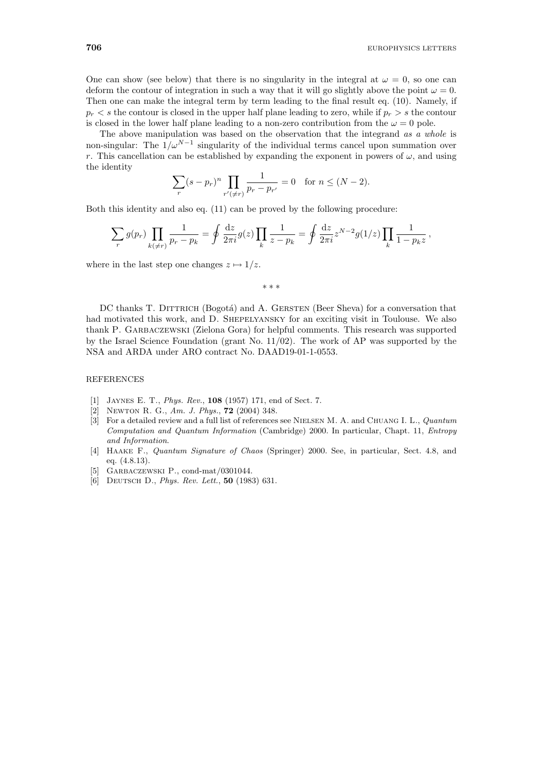One can show (see below) that there is no singularity in the integral at $\omega = 0$, so one can deform the contour of integration in such a way that it will go slightly above the point $\omega = 0$. Then one can make the integral term by term leading to the final result eq. (10). Namely, if $p_r < s$ the contour is closed in the upper half plane leading to zero, while if $p_r > s$ the contour is closed in the lower half plane leading to a non-zero contribution from the $\omega = 0$ pole.

The above manipulation was based on the observation that the integrand *as a whole* is non-singular: The $1/\omega^{N-1}$ singularity of the individual terms cancel upon summation over $r$. This cancellation can be established by expanding the exponent in powers of $\omega$, and using the identity

$$\sum_r (s - p_r)^n \prod_{r'(\neq r)} \frac{1}{p_r - p_{r'}} = 0 \quad \text{for } n \leq (N-2).$$

Both this identity and also eq. (11) can be proved by the following procedure:

$$\sum_r g(p_r) \prod_{k(\neq r)} \frac{1}{p_r - p_k} = \oint \frac{\mathrm{d}z}{2\pi i} g(z) \prod_k \frac{1}{z - p_k} = \oint \frac{\mathrm{d}z}{2\pi i} z^{N-2} g(1/z) \prod_k \frac{1}{1 - p_k z},$$

where in the last step one changes $z \mapsto 1/z$.

\* \* \*

DC thanks T. Dittrich (Bogotá) and A. Gersten (Beer Sheva) for a conversation that had motivated this work, and D. Shepelyansky for an exciting visit in Toulouse. We also thank P. Garbaczewski (Zielona Gora) for helpful comments. This research was supported by the Israel Science Foundation (grant No. 11/02). The work of AP was supported by the NSA and ARDA under ARO contract No. DAAD19-01-1-0553.

## REFERENCES

[1] Jaynes E. T., *Phys. Rev.*, **108** (1957) 171, end of Sect. 7.

[2] Newton R. G., *Am. J. Phys.*, **72** (2004) 348.

[3] For a detailed review and a full list of references see Nielsen M. A. and Chuang I. L., *Quantum Computation and Quantum Information* (Cambridge) 2000. In particular, Chapt. 11, *Entropy and Information*.

[4] Haake F., *Quantum Signature of Chaos* (Springer) 2000. See, in particular, Sect. 4.8, and eq. (4.8.13).

[5] Garbaczewski P., cond-mat/0301044.

[6] Deutsch D., *Phys. Rev. Lett.*, **50** (1983) 631.